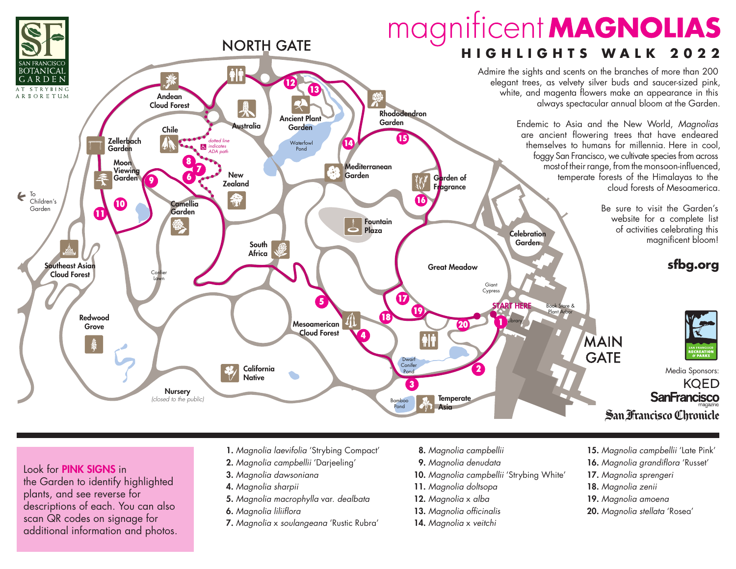# magnificent MAGNOLIAS

## HIGHLIGHTS WALK 2022

Admire the sights and scents on the branches of more than 200 elegant trees, as velvety silver buds and saucer-sized pink, white, and magenta flowers make an appearance in this always spectacular annual bloom at the Garden.

Endemic to Asia and the New World, *Magnolias* are ancient flowering trees that have endeared themselves to humans for millennia. Here in cool, foggy San Francisco, we cultivate species from across most of their range, from the monsoon-influenced, temperate forests of the Himalayas to the cloud forests of Mesoamerica.

Be sure to visit the Garden's website for a complete list of activities celebrating this magnificent bloom!

**sfbg.org**

SAN FRANCISCO BOTANICAL GARDEN AT STRYBING ARBORETUM

NORTH GATE · MAIN GATE · START HERE · To Children's Garden

Andean Cloud Forest · Australia · Ancient Plant Garden · Waterfowl Pond · Rhododendron Garden · Chile · Zellerbach Garden · Moon Viewing Garden · New Zealand · Mediterranean Garden · Garden of Fragrance · Camellia Garden · Fountain Plaza · South Africa · Celebration Garden · Great Meadow · Southeast Asian Cloud Forest · Conifer Lawn · Giant Cypress · Book Store & Plant Arbor · Library · Redwood Grove · Mesoamerican Cloud Forest · Dwarf Conifer Pond · California Native · Nursery (closed to the public) · Bamboo Pond · Temperate Asia

dotted line indicates ADA path

Media Sponsors: KQED, San Francisco magazine, San Francisco Chronicle

Look for **PINK SIGNS** in the Garden to identify highlighted plants, and see reverse for descriptions of each. You can also scan QR codes on signage for additional information and photos.

1. *Magnolia laevifolia* 'Strybing Compact'
2. *Magnolia campbellii* 'Darjeeling'
3. *Magnolia dawsoniana*
4. *Magnolia sharpii*
5. *Magnolia macrophylla* var. *dealbata*
6. *Magnolia liliiflora*
7. *Magnolia* x *soulangeana* 'Rustic Rubra'
8. *Magnolia campbellii*
9. *Magnolia denudata*
10. *Magnolia campbellii* 'Strybing White'
11. *Magnolia doltsopa*
12. *Magnolia* x *alba*
13. *Magnolia officinalis*
14. *Magnolia* x *veitchi*
15. *Magnolia campbellii* 'Late Pink'
16. *Magnolia grandiflora* 'Russet'
17. *Magnolia sprengeri*
18. *Magnolia zenii*
19. *Magnolia amoena*
20. *Magnolia stellata* 'Rosea'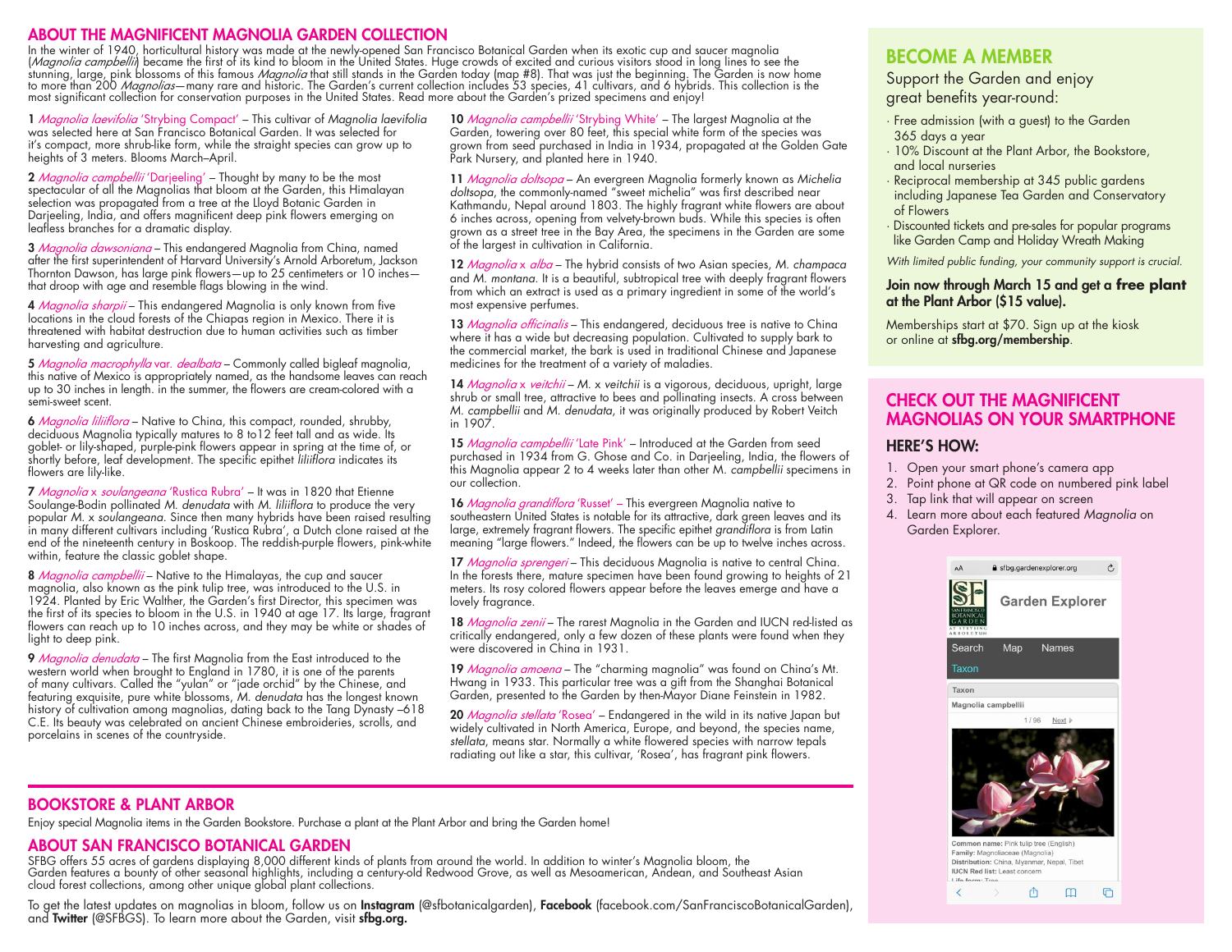## ABOUT THE MAGNIFICENT MAGNOLIA GARDEN COLLECTION

In the winter of 1940, horticultural history was made at the newly-opened San Francisco Botanical Garden when its exotic cup and saucer magnolia (*Magnolia campbellii*) became the first of its kind to bloom in the United States. Huge crowds of excited and curious visitors stood in long lines to see the stunning, large, pink blossoms of this famous *Magnolia* that still stands in the Garden today (map #8). That was just the beginning. The Garden is now home to more than 200 *Magnolias*—many rare and historic. The Garden's current collection includes 53 species, 41 cultivars, and 6 hybrids. This collection is the most significant collection for conservation purposes in the United States. Read more about the Garden's prized specimens and enjoy!

**1** *Magnolia laevifolia* 'Strybing Compact' – This cultivar of *Magnolia laevifolia* was selected here at San Francisco Botanical Garden. It was selected for it's compact, more shrub-like form, while the straight species can grow up to heights of 3 meters. Blooms March–April.

**2** *Magnolia campbellii* 'Darjeeling' – Thought by many to be the most spectacular of all the Magnolias that bloom at the Garden, this Himalayan selection was propagated from a tree at the Lloyd Botanic Garden in Darjeeling, India, and offers magnificent deep pink flowers emerging on leafless branches for a dramatic display.

**3** *Magnolia dawsoniana* – This endangered Magnolia from China, named after the first superintendent of Harvard University's Arnold Arboretum, Jackson Thornton Dawson, has large pink flowers—up to 25 centimeters or 10 inches—that droop with age and resemble flags blowing in the wind.

**4** *Magnolia sharpii* – This endangered Magnolia is only known from five locations in the cloud forests of the Chiapas region in Mexico. There it is threatened with habitat destruction due to human activities such as timber harvesting and agriculture.

**5** *Magnolia macrophylla* var. *dealbata* – Commonly called bigleaf magnolia, this native of Mexico is appropriately named, as the handsome leaves can reach up to 30 inches in length. in the summer, the flowers are cream-colored with a semi-sweet scent.

**6** *Magnolia liliiflora* – Native to China, this compact, rounded, shrubby, deciduous Magnolia typically matures to 8 to12 feet tall and as wide. Its goblet- or lily-shaped, purple-pink flowers appear in spring at the time of, or shortly before, leaf development. The specific epithet *liliiflora* indicates its flowers are lily-like.

**7** *Magnolia* x *soulangeana* 'Rustica Rubra' – It was in 1820 that Etienne Soulange-Bodin pollinated *M. denudata* with *M. liliiflora* to produce the very popular *M.* x *soulangeana*. Since then many hybrids have been raised resulting in many different cultivars including 'Rustica Rubra', a Dutch clone raised at the end of the nineteenth century in Boskoop. The reddish-purple flowers, pink-white within, feature the classic goblet shape.

**8** *Magnolia campbellii* – Native to the Himalayas, the cup and saucer magnolia, also known as the pink tulip tree, was introduced to the U.S. in 1924. Planted by Eric Walther, the Garden's first Director, this specimen was the first of its species to bloom in the U.S. in 1940 at age 17. Its large, fragrant flowers can reach up to 10 inches across, and they may be white or shades of light to deep pink.

**9** *Magnolia denudata* – The first Magnolia from the East introduced to the western world when brought to England in 1780, it is one of the parents of many cultivars. Called the "yulan" or "jade orchid" by the Chinese, and featuring exquisite, pure white blossoms, *M. denudata* has the longest known history of cultivation among magnolias, dating back to the Tang Dynasty –618 C.E. Its beauty was celebrated on ancient Chinese embroideries, scrolls, and porcelains in scenes of the countryside.

**10** *Magnolia campbellii* 'Strybing White' – The largest Magnolia at the Garden, towering over 80 feet, this special white form of the species was grown from seed purchased in India in 1934, propagated at the Golden Gate Park Nursery, and planted here in 1940.

**11** *Magnolia doltsopa* – An evergreen Magnolia formerly known as *Michelia doltsopa*, the commonly-named "sweet michelia" was first described near Kathmandu, Nepal around 1803. The highly fragrant white flowers are about 6 inches across, opening from velvety-brown buds. While this species is often grown as a street tree in the Bay Area, the specimens in the Garden are some of the largest in cultivation in California.

**12** *Magnolia* x *alba* – The hybrid consists of two Asian species, *M. champaca* and *M. montana*. It is a beautiful, subtropical tree with deeply fragrant flowers from which an extract is used as a primary ingredient in some of the world's most expensive perfumes.

**13** *Magnolia officinalis* – This endangered, deciduous tree is native to China where it has a wide but decreasing population. Cultivated to supply bark to the commercial market, the bark is used in traditional Chinese and Japanese medicines for the treatment of a variety of maladies.

**14** *Magnolia* x *veitchii* – *M.* x *veitchii* is a vigorous, deciduous, upright, large shrub or small tree, attractive to bees and pollinating insects. A cross between *M. campbellii* and *M. denudata*, it was originally produced by Robert Veitch in 1907.

**15** *Magnolia campbellii* 'Late Pink' – Introduced at the Garden from seed purchased in 1934 from G. Ghose and Co. in Darjeeling, India, the flowers of this Magnolia appear 2 to 4 weeks later than other *M. campbellii* specimens in our collection.

**16** *Magnolia grandiflora* 'Russet' – This evergreen Magnolia native to southeastern United States is notable for its attractive, dark green leaves and its large, extremely fragrant flowers. The specific epithet *grandiflora* is from Latin meaning "large flowers." Indeed, the flowers can be up to twelve inches across.

**17** *Magnolia sprengeri* – This deciduous Magnolia is native to central China. In the forests there, mature specimen have been found growing to heights of 21 meters. Its rosy colored flowers appear before the leaves emerge and have a lovely fragrance.

**18** *Magnolia zenii* – The rarest Magnolia in the Garden and IUCN red-listed as critically endangered, only a few dozen of these plants were found when they were discovered in China in 1931.

**19** *Magnolia amoena* – The "charming magnolia" was found on China's Mt. Hwang in 1933. This particular tree was a gift from the Shanghai Botanical Garden, presented to the Garden by then-Mayor Diane Feinstein in 1982.

**20** *Magnolia stellata* 'Rosea' – Endangered in the wild in its native Japan but widely cultivated in North America, Europe, and beyond, the species name, *stellata*, means star. Normally a white flowered species with narrow tepals radiating out like a star, this cultivar, 'Rosea', has fragrant pink flowers.

## BOOKSTORE & PLANT ARBOR

Enjoy special Magnolia items in the Garden Bookstore. Purchase a plant at the Plant Arbor and bring the Garden home!

## ABOUT SAN FRANCISCO BOTANICAL GARDEN

SFBG offers 55 acres of gardens displaying 8,000 different kinds of plants from around the world. In addition to winter's Magnolia bloom, the Garden features a bounty of other seasonal highlights, including a century-old Redwood Grove, as well as Mesoamerican, Andean, and Southeast Asian cloud forest collections, among other unique global plant collections.

To get the latest updates on magnolias in bloom, follow us on **Instagram** (@sfbotanicalgarden), **Facebook** (facebook.com/SanFranciscoBotanicalGarden), and **Twitter** (@SFBGS). To learn more about the Garden, visit **sfbg.org.**

## BECOME A MEMBER

Support the Garden and enjoy great benefits year-round:

- Free admission (with a guest) to the Garden 365 days a year
- 10% Discount at the Plant Arbor, the Bookstore, and local nurseries
- Reciprocal membership at 345 public gardens including Japanese Tea Garden and Conservatory of Flowers
- Discounted tickets and pre-sales for popular programs like Garden Camp and Holiday Wreath Making

*With limited public funding, your community support is crucial.*

**Join now through March 15 and get a free plant at the Plant Arbor ($15 value).**

Memberships start at $70. Sign up at the kiosk or online at **sfbg.org/membership**.

## CHECK OUT THE MAGNIFICENT MAGNOLIAS ON YOUR SMARTPHONE

### HERE'S HOW:

1. Open your smart phone's camera app
2. Point phone at QR code on numbered pink label
3. Tap link that will appear on screen
4. Learn more about each featured *Magnolia* on Garden Explorer.